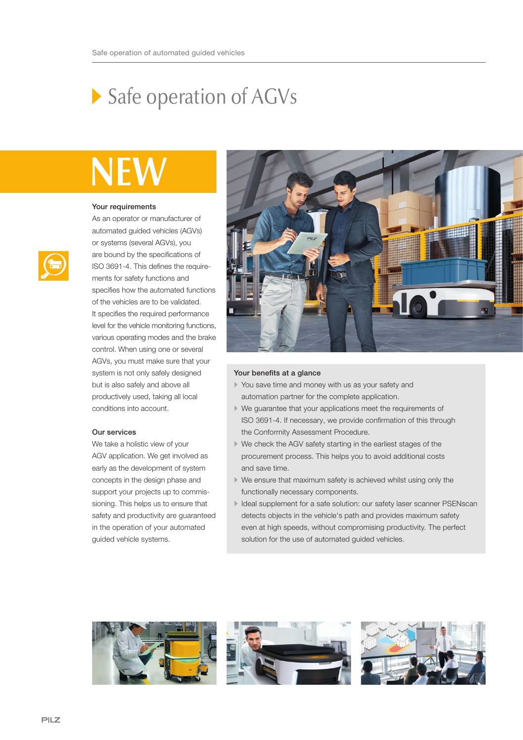# Safe operation of AGVs

NEW

### Your requirements

As an operator or manufacturer of automated guided vehicles (AGVs) or systems (several AGVs), you are bound by the specifications of ISO 3691-4. This defines the requirements for safety functions and specifies how the automated functions of the vehicles are to be validated. It specifies the required performance level for the vehicle monitoring functions, various operating modes and the brake control. When using one or several AGVs, you must make sure that your system is not only safely designed but is also safely and above all productively used, taking all local conditions into account.

### Our services

We take a holistic view of your AGV application. We get involved as early as the development of system concepts in the design phase and support your projects up to commissioning. This helps us to ensure that safety and productivity are guaranteed in the operation of your automated guided vehicle systems.

### Your benefits at a glance

- You save time and money with us as your safety and automation partner for the complete application.
- We guarantee that your applications meet the requirements of ISO 3691-4. If necessary, we provide confirmation of this through the Conformity Assessment Procedure.
- We check the AGV safety starting in the earliest stages of the procurement process. This helps you to avoid additional costs and save time.
- We ensure that maximum safety is achieved whilst using only the functionally necessary components.
- Ideal supplement for a safe solution: our safety laser scanner PSENscan detects objects in the vehicle's path and provides maximum safety even at high speeds, without compromising productivity. The perfect solution for the use of automated guided vehicles.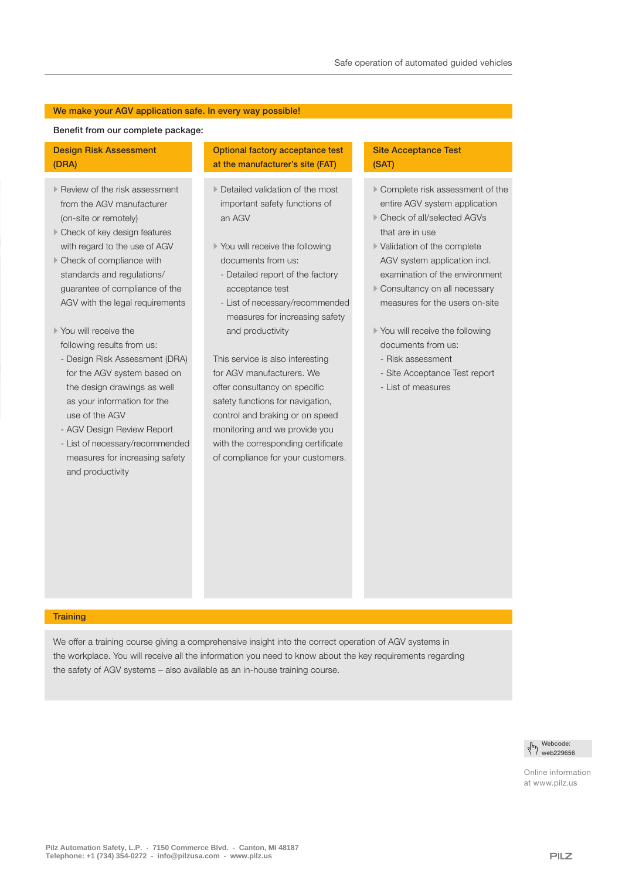## We make your AGV application safe. In every way possible!

**Benefit from our complete package:**

### Design Risk Assessment (DRA)

- Review of the risk assessment from the AGV manufacturer (on-site or remotely)
- Check of key design features with regard to the use of AGV
- Check of compliance with standards and regulations/ guarantee of compliance of the AGV with the legal requirements

- You will receive the following results from us:
  - Design Risk Assessment (DRA) for the AGV system based on the design drawings as well as your information for the use of the AGV
  - AGV Design Review Report
  - List of necessary/recommended measures for increasing safety and productivity

### Optional factory acceptance test at the manufacturer's site (FAT)

- Detailed validation of the most important safety functions of an AGV

- You will receive the following documents from us:
  - Detailed report of the factory acceptance test
  - List of necessary/recommended measures for increasing safety and productivity

This service is also interesting for AGV manufacturers. We offer consultancy on specific safety functions for navigation, control and braking or on speed monitoring and we provide you with the corresponding certificate of compliance for your customers.

### Site Acceptance Test (SAT)

- Complete risk assessment of the entire AGV system application
- Check of all/selected AGVs that are in use
- Validation of the complete AGV system application incl. examination of the environment
- Consultancy on all necessary measures for the users on-site

- You will receive the following documents from us:
  - Risk assessment
  - Site Acceptance Test report
  - List of measures

## Training

We offer a training course giving a comprehensive insight into the correct operation of AGV systems in the workplace. You will receive all the information you need to know about the key requirements regarding the safety of AGV systems – also available as an in-house training course.

Webcode: web229656

Online information at www.pilz.us

Pilz Automation Safety, L.P. - 7150 Commerce Blvd. - Canton, MI 48187
Telephone: +1 (734) 354-0272 - info@pilzusa.com - www.pilz.us

PILZ